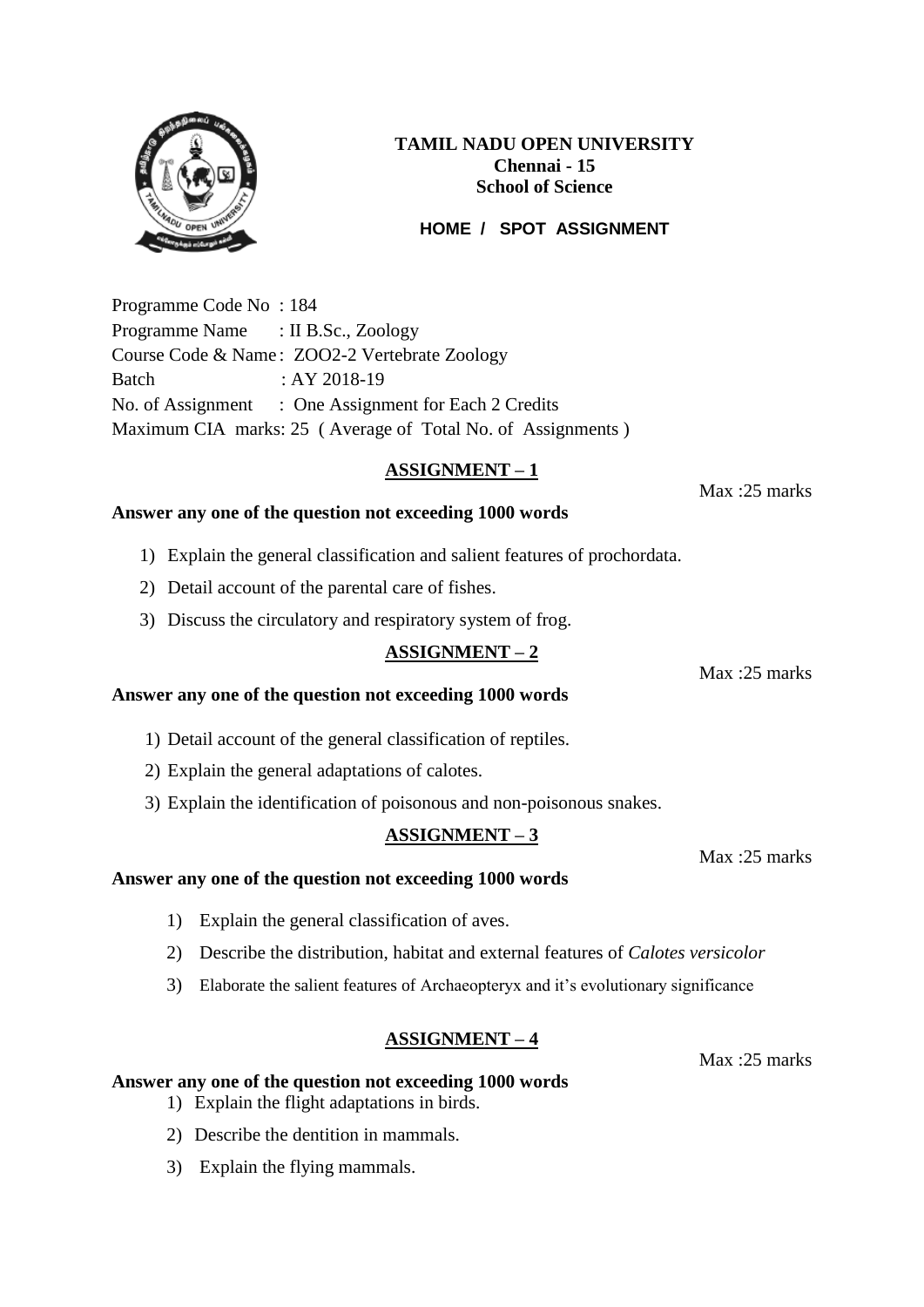**TAMIL NADU OPEN UNIVERSITY**
**Chennai - 15**
**School of Science**

**HOME / SPOT ASSIGNMENT**

Programme Code No : 184
Programme Name : II B.Sc., Zoology
Course Code & Name : ZOO2-2 Vertebrate Zoology
Batch : AY 2018-19
No. of Assignment : One Assignment for Each 2 Credits
Maximum CIA marks: 25 ( Average of Total No. of Assignments )

## ASSIGNMENT – 1

Max :25 marks

**Answer any one of the question not exceeding 1000 words**

1) Explain the general classification and salient features of prochordata.
2) Detail account of the parental care of fishes.
3) Discuss the circulatory and respiratory system of frog.

## ASSIGNMENT – 2

Max :25 marks

**Answer any one of the question not exceeding 1000 words**

1) Detail account of the general classification of reptiles.
2) Explain the general adaptations of calotes.
3) Explain the identification of poisonous and non-poisonous snakes.

## ASSIGNMENT – 3

Max :25 marks

**Answer any one of the question not exceeding 1000 words**

1) Explain the general classification of aves.
2) Describe the distribution, habitat and external features of *Calotes versicolor*
3) Elaborate the salient features of Archaeopteryx and it's evolutionary significance

## ASSIGNMENT – 4

Max :25 marks

**Answer any one of the question not exceeding 1000 words**

1) Explain the flight adaptations in birds.
2) Describe the dentition in mammals.
3) Explain the flying mammals.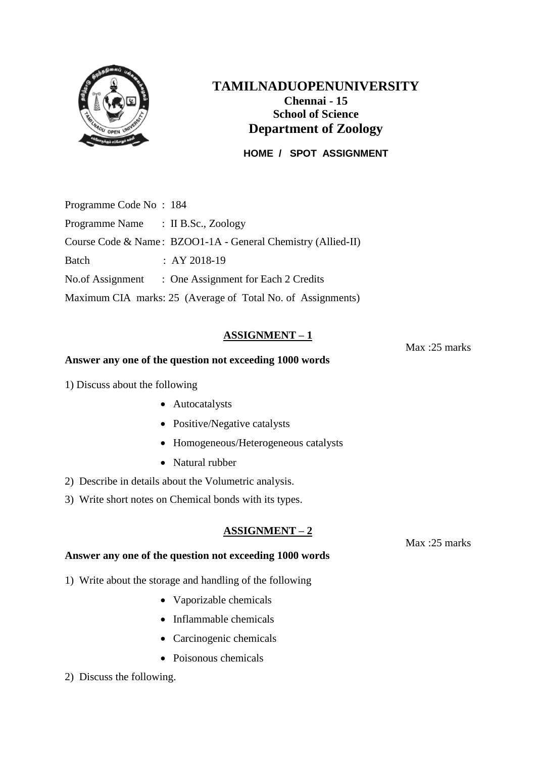# TAMILNADUOPENUNIVERSITY

**Chennai - 15**

**School of Science**

## Department of Zoology

**HOME / SPOT ASSIGNMENT**

Programme Code No : 184

Programme Name : II B.Sc., Zoology

Course Code & Name : BZOO1-1A - General Chemistry (Allied-II)

Batch : AY 2018-19

No.of Assignment : One Assignment for Each 2 Credits

Maximum CIA marks: 25 (Average of Total No. of Assignments)

### ASSIGNMENT – 1

Max :25 marks

**Answer any one of the question not exceeding 1000 words**

1) Discuss about the following
   - Autocatalysts
   - Positive/Negative catalysts
   - Homogeneous/Heterogeneous catalysts
   - Natural rubber
2) Describe in details about the Volumetric analysis.
3) Write short notes on Chemical bonds with its types.

### ASSIGNMENT – 2

Max :25 marks

**Answer any one of the question not exceeding 1000 words**

1) Write about the storage and handling of the following
   - Vaporizable chemicals
   - Inflammable chemicals
   - Carcinogenic chemicals
   - Poisonous chemicals
2) Discuss the following.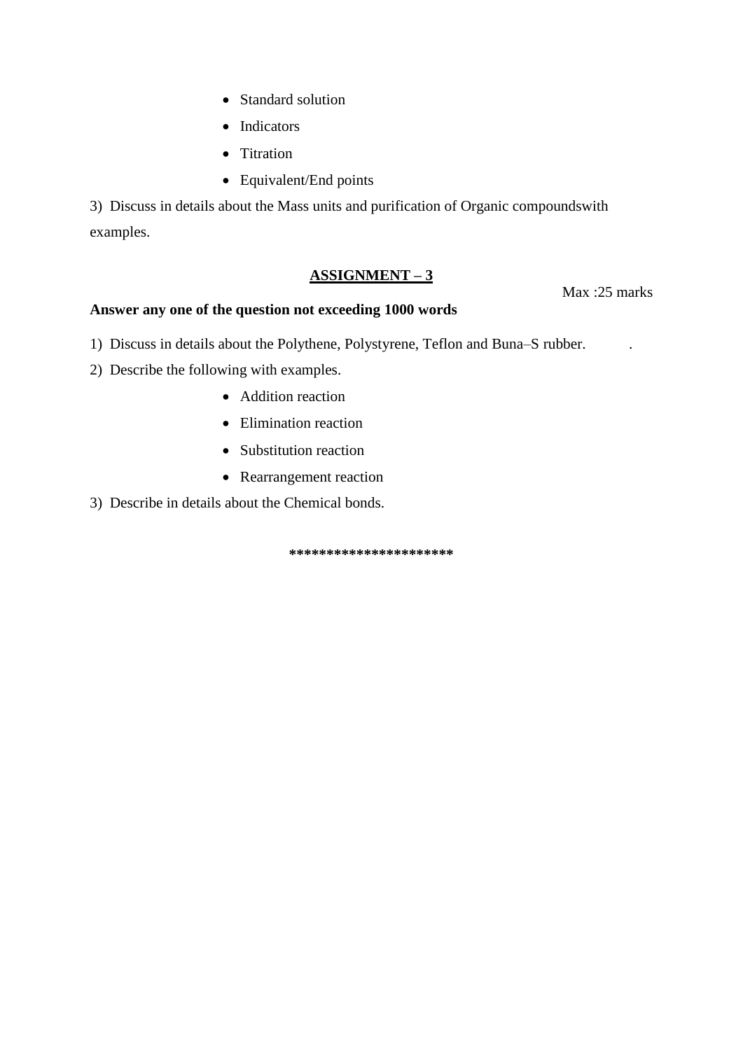- Standard solution
- Indicators
- Titration
- Equivalent/End points

3) Discuss in details about the Mass units and purification of Organic compoundswith examples.

## ASSIGNMENT – 3

Max :25 marks

**Answer any one of the question not exceeding 1000 words**

1) Discuss in details about the Polythene, Polystyrene, Teflon and Buna–S rubber.
2) Describe the following with examples.
    - Addition reaction
    - Elimination reaction
    - Substitution reaction
    - Rearrangement reaction
3) Describe in details about the Chemical bonds.

*********************